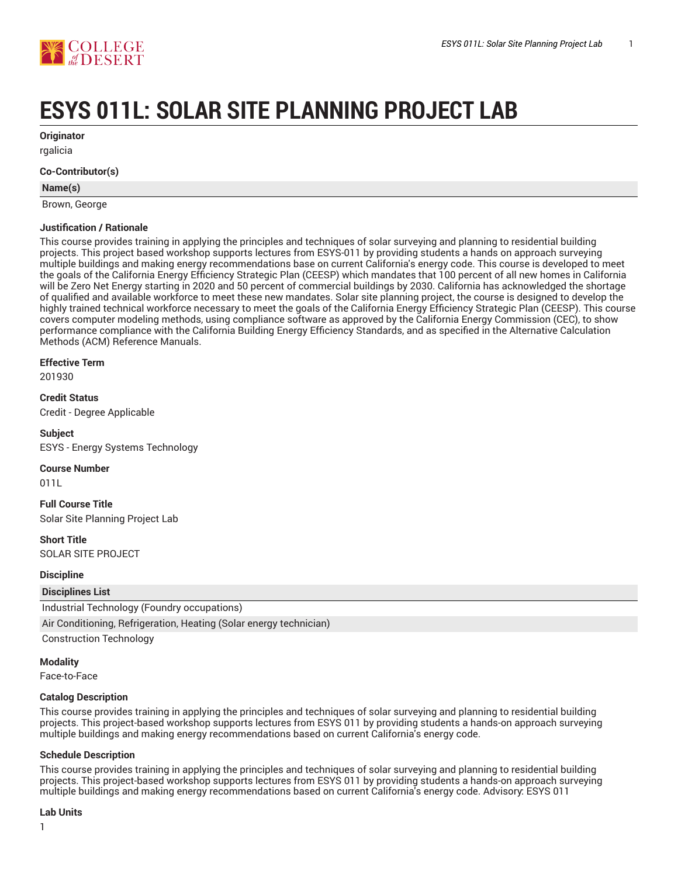# ESYS 011L: SOLAR SITE PLANNING PROJECT LAB

**Originator**

rgalicia

**Co-Contributor(s)**

| Name(s) |
|---|
| Brown, George |

**Justification / Rationale**

This course provides training in applying the principles and techniques of solar surveying and planning to residential building projects. This project based workshop supports lectures from ESYS-011 by providing students a hands on approach surveying multiple buildings and making energy recommendations base on current California's energy code. This course is developed to meet the goals of the California Energy Efficiency Strategic Plan (CEESP) which mandates that 100 percent of all new homes in California will be Zero Net Energy starting in 2020 and 50 percent of commercial buildings by 2030. California has acknowledged the shortage of qualified and available workforce to meet these new mandates. Solar site planning project, the course is designed to develop the highly trained technical workforce necessary to meet the goals of the California Energy Efficiency Strategic Plan (CEESP). This course covers computer modeling methods, using compliance software as approved by the California Energy Commission (CEC), to show performance compliance with the California Building Energy Efficiency Standards, and as specified in the Alternative Calculation Methods (ACM) Reference Manuals.

**Effective Term**

201930

**Credit Status**

Credit - Degree Applicable

**Subject**

ESYS - Energy Systems Technology

**Course Number**

011L

**Full Course Title**

Solar Site Planning Project Lab

**Short Title**

SOLAR SITE PROJECT

**Discipline**

| Disciplines List |
|---|
| Industrial Technology (Foundry occupations) |
| Air Conditioning, Refrigeration, Heating (Solar energy technician) |
| Construction Technology |

**Modality**

Face-to-Face

**Catalog Description**

This course provides training in applying the principles and techniques of solar surveying and planning to residential building projects. This project-based workshop supports lectures from ESYS 011 by providing students a hands-on approach surveying multiple buildings and making energy recommendations based on current California's energy code.

**Schedule Description**

This course provides training in applying the principles and techniques of solar surveying and planning to residential building projects. This project-based workshop supports lectures from ESYS 011 by providing students a hands-on approach surveying multiple buildings and making energy recommendations based on current California's energy code. Advisory: ESYS 011

**Lab Units**

1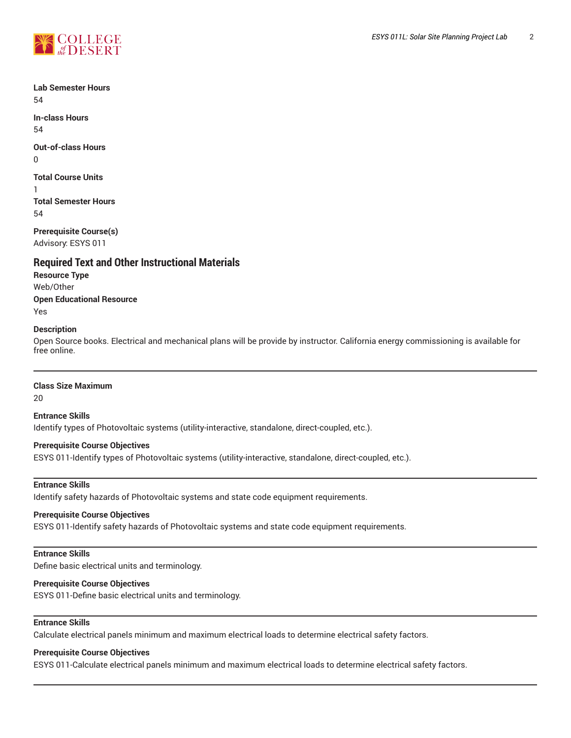**Lab Semester Hours**
54

**In-class Hours**
54

**Out-of-class Hours**
0

**Total Course Units**
1

**Total Semester Hours**
54

**Prerequisite Course(s)**
Advisory: ESYS 011

## Required Text and Other Instructional Materials

**Resource Type**
Web/Other

**Open Educational Resource**
Yes

**Description**
Open Source books. Electrical and mechanical plans will be provide by instructor. California energy commissioning is available for free online.

---

**Class Size Maximum**
20

**Entrance Skills**
Identify types of Photovoltaic systems (utility-interactive, standalone, direct-coupled, etc.).

**Prerequisite Course Objectives**
ESYS 011-Identify types of Photovoltaic systems (utility-interactive, standalone, direct-coupled, etc.).

---

**Entrance Skills**
Identify safety hazards of Photovoltaic systems and state code equipment requirements.

**Prerequisite Course Objectives**
ESYS 011-Identify safety hazards of Photovoltaic systems and state code equipment requirements.

---

**Entrance Skills**
Define basic electrical units and terminology.

**Prerequisite Course Objectives**
ESYS 011-Define basic electrical units and terminology.

---

**Entrance Skills**
Calculate electrical panels minimum and maximum electrical loads to determine electrical safety factors.

**Prerequisite Course Objectives**
ESYS 011-Calculate electrical panels minimum and maximum electrical loads to determine electrical safety factors.

---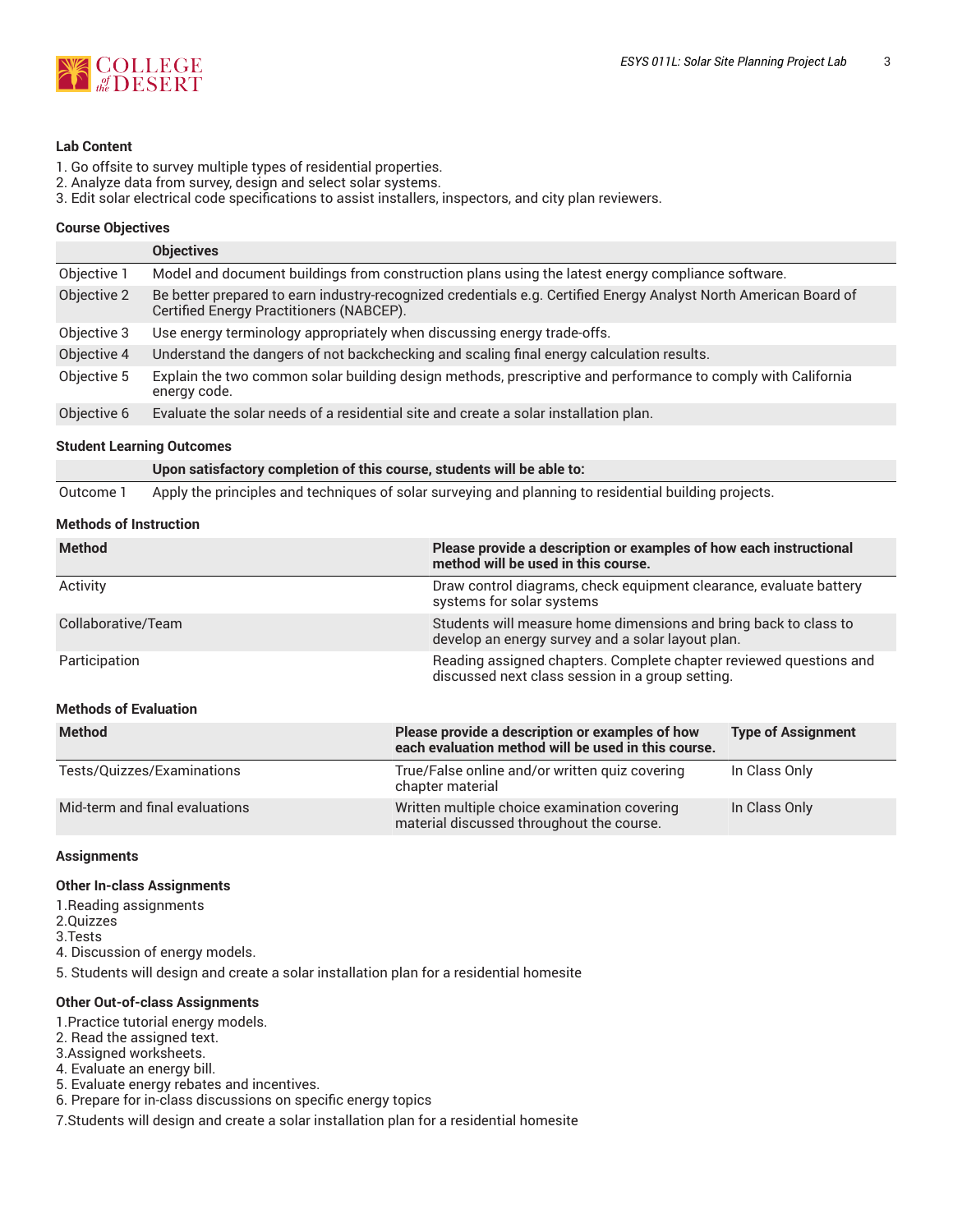### Lab Content

1. Go offsite to survey multiple types of residential properties.
2. Analyze data from survey, design and select solar systems.
3. Edit solar electrical code specifications to assist installers, inspectors, and city plan reviewers.

### Course Objectives

| | Objectives |
|---|---|
| Objective 1 | Model and document buildings from construction plans using the latest energy compliance software. |
| Objective 2 | Be better prepared to earn industry-recognized credentials e.g. Certified Energy Analyst North American Board of Certified Energy Practitioners (NABCEP). |
| Objective 3 | Use energy terminology appropriately when discussing energy trade-offs. |
| Objective 4 | Understand the dangers of not backchecking and scaling final energy calculation results. |
| Objective 5 | Explain the two common solar building design methods, prescriptive and performance to comply with California energy code. |
| Objective 6 | Evaluate the solar needs of a residential site and create a solar installation plan. |

### Student Learning Outcomes

| | Upon satisfactory completion of this course, students will be able to: |
|---|---|
| Outcome 1 | Apply the principles and techniques of solar surveying and planning to residential building projects. |

### Methods of Instruction

| Method | Please provide a description or examples of how each instructional method will be used in this course. |
|---|---|
| Activity | Draw control diagrams, check equipment clearance, evaluate battery systems for solar systems |
| Collaborative/Team | Students will measure home dimensions and bring back to class to develop an energy survey and a solar layout plan. |
| Participation | Reading assigned chapters. Complete chapter reviewed questions and discussed next class session in a group setting. |

### Methods of Evaluation

| Method | Please provide a description or examples of how each evaluation method will be used in this course. | Type of Assignment |
|---|---|---|
| Tests/Quizzes/Examinations | True/False online and/or written quiz covering chapter material | In Class Only |
| Mid-term and final evaluations | Written multiple choice examination covering material discussed throughout the course. | In Class Only |

### Assignments

#### Other In-class Assignments

1.Reading assignments
2.Quizzes
3.Tests
4. Discussion of energy models.
5. Students will design and create a solar installation plan for a residential homesite

#### Other Out-of-class Assignments

1.Practice tutorial energy models.
2. Read the assigned text.
3.Assigned worksheets.
4. Evaluate an energy bill.
5. Evaluate energy rebates and incentives.
6. Prepare for in-class discussions on specific energy topics
7.Students will design and create a solar installation plan for a residential homesite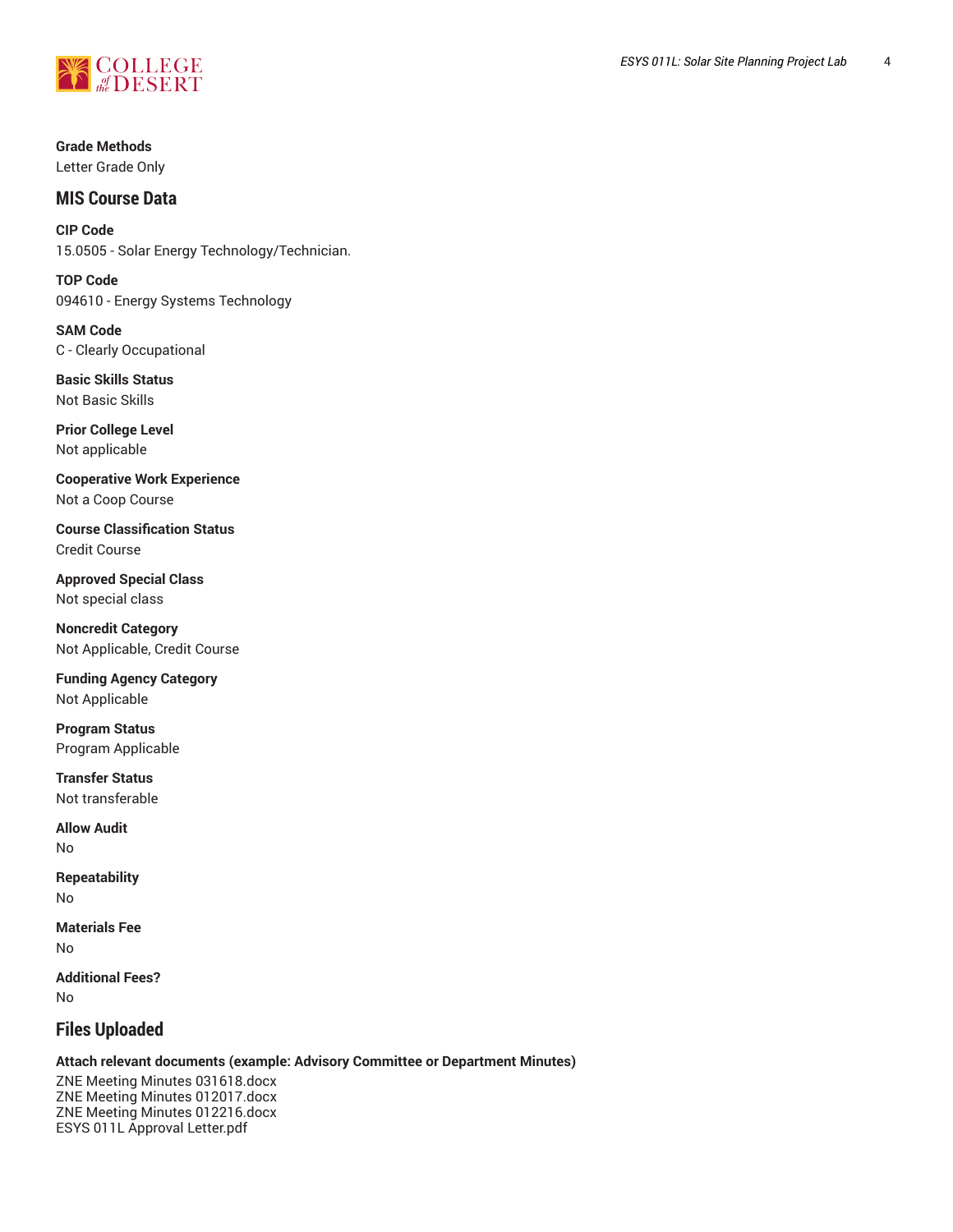**Grade Methods**
Letter Grade Only

## MIS Course Data

**CIP Code**
15.0505 - Solar Energy Technology/Technician.

**TOP Code**
094610 - Energy Systems Technology

**SAM Code**
C - Clearly Occupational

**Basic Skills Status**
Not Basic Skills

**Prior College Level**
Not applicable

**Cooperative Work Experience**
Not a Coop Course

**Course Classification Status**
Credit Course

**Approved Special Class**
Not special class

**Noncredit Category**
Not Applicable, Credit Course

**Funding Agency Category**
Not Applicable

**Program Status**
Program Applicable

**Transfer Status**
Not transferable

**Allow Audit**
No

**Repeatability**
No

**Materials Fee**
No

**Additional Fees?**
No

## Files Uploaded

**Attach relevant documents (example: Advisory Committee or Department Minutes)**
ZNE Meeting Minutes 031618.docx
ZNE Meeting Minutes 012017.docx
ZNE Meeting Minutes 012216.docx
ESYS 011L Approval Letter.pdf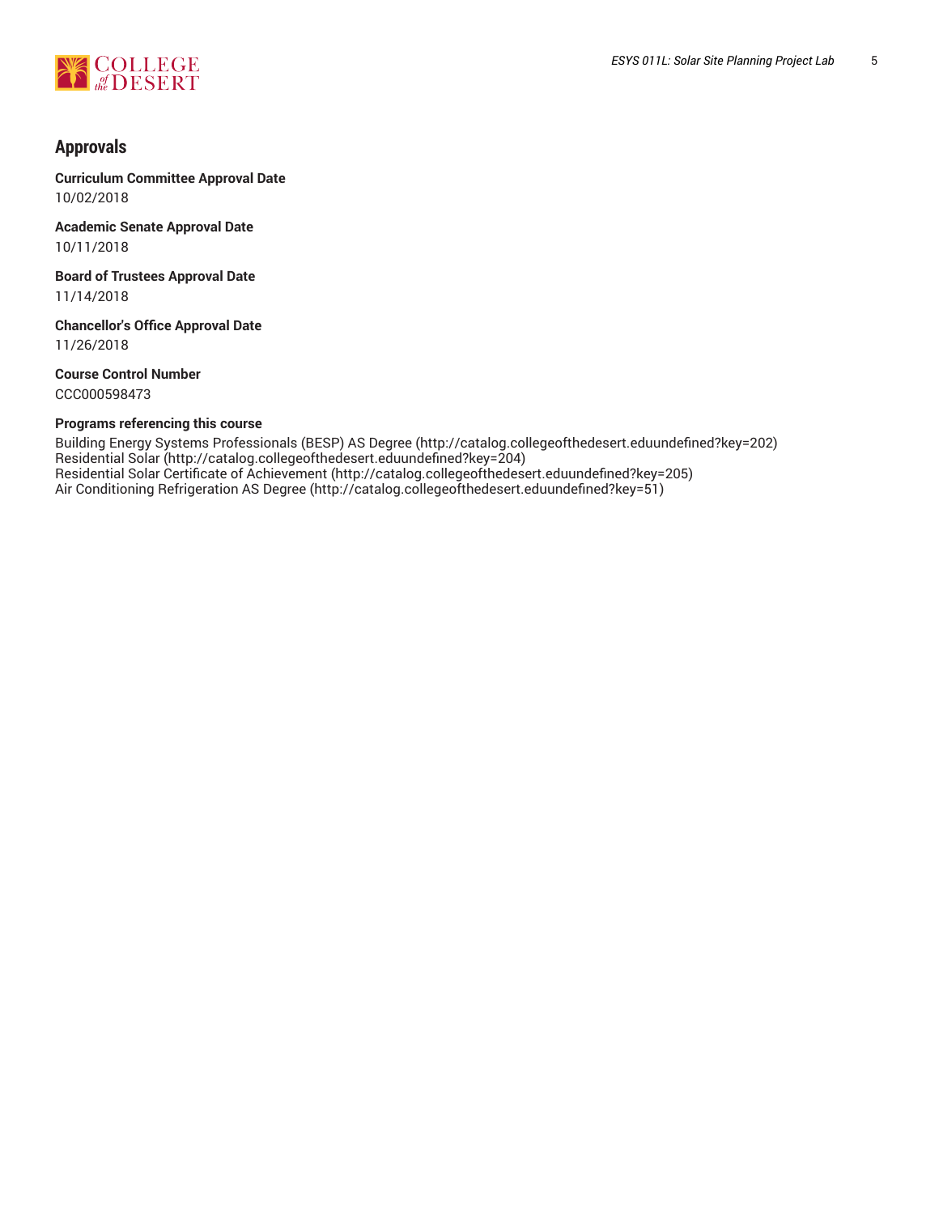## Approvals

**Curriculum Committee Approval Date**
10/02/2018

**Academic Senate Approval Date**
10/11/2018

**Board of Trustees Approval Date**
11/14/2018

**Chancellor's Office Approval Date**
11/26/2018

**Course Control Number**
CCC000598473

**Programs referencing this course**
Building Energy Systems Professionals (BESP) AS Degree (http://catalog.collegeofthedesert.eduundefined?key=202)
Residential Solar (http://catalog.collegeofthedesert.eduundefined?key=204)
Residential Solar Certificate of Achievement (http://catalog.collegeofthedesert.eduundefined?key=205)
Air Conditioning Refrigeration AS Degree (http://catalog.collegeofthedesert.eduundefined?key=51)